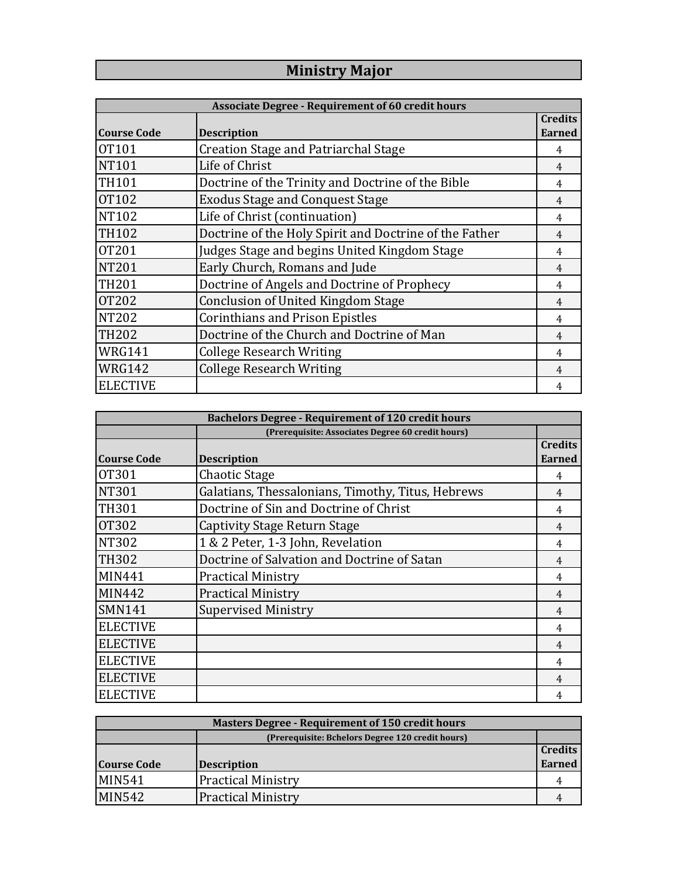# Ministry Major

| Associate Degree - Requirement of 60 credit hours | | |
|---|---|---|
| **Course Code** | **Description** | **Credits Earned** |
| OT101 | Creation Stage and Patriarchal Stage | 4 |
| NT101 | Life of Christ | 4 |
| TH101 | Doctrine of the Trinity and Doctrine of the Bible | 4 |
| OT102 | Exodus Stage and Conquest Stage | 4 |
| NT102 | Life of Christ (continuation) | 4 |
| TH102 | Doctrine of the Holy Spirit and Doctrine of the Father | 4 |
| OT201 | Judges Stage and begins United Kingdom Stage | 4 |
| NT201 | Early Church, Romans and Jude | 4 |
| TH201 | Doctrine of Angels and Doctrine of Prophecy | 4 |
| OT202 | Conclusion of United Kingdom Stage | 4 |
| NT202 | Corinthians and Prison Epistles | 4 |
| TH202 | Doctrine of the Church and Doctrine of Man | 4 |
| WRG141 | College Research Writing | 4 |
| WRG142 | College Research Writing | 4 |
| ELECTIVE | | 4 |

| Bachelors Degree - Requirement of 120 credit hours | | |
|---|---|---|
| | (Prerequisite: Associates Degree 60 credit hours) | |
| **Course Code** | **Description** | **Credits Earned** |
| OT301 | Chaotic Stage | 4 |
| NT301 | Galatians, Thessalonians, Timothy, Titus, Hebrews | 4 |
| TH301 | Doctrine of Sin and Doctrine of Christ | 4 |
| OT302 | Captivity Stage Return Stage | 4 |
| NT302 | 1 & 2 Peter, 1-3 John, Revelation | 4 |
| TH302 | Doctrine of Salvation and Doctrine of Satan | 4 |
| MIN441 | Practical Ministry | 4 |
| MIN442 | Practical Ministry | 4 |
| SMN141 | Supervised Ministry | 4 |
| ELECTIVE | | 4 |
| ELECTIVE | | 4 |
| ELECTIVE | | 4 |
| ELECTIVE | | 4 |
| ELECTIVE | | 4 |

| Masters Degree - Requirement of 150 credit hours | | |
|---|---|---|
| | (Prerequisite: Bchelors Degree 120 credit hours) | |
| **Course Code** | **Description** | **Credits Earned** |
| MIN541 | Practical Ministry | 4 |
| MIN542 | Practical Ministry | 4 |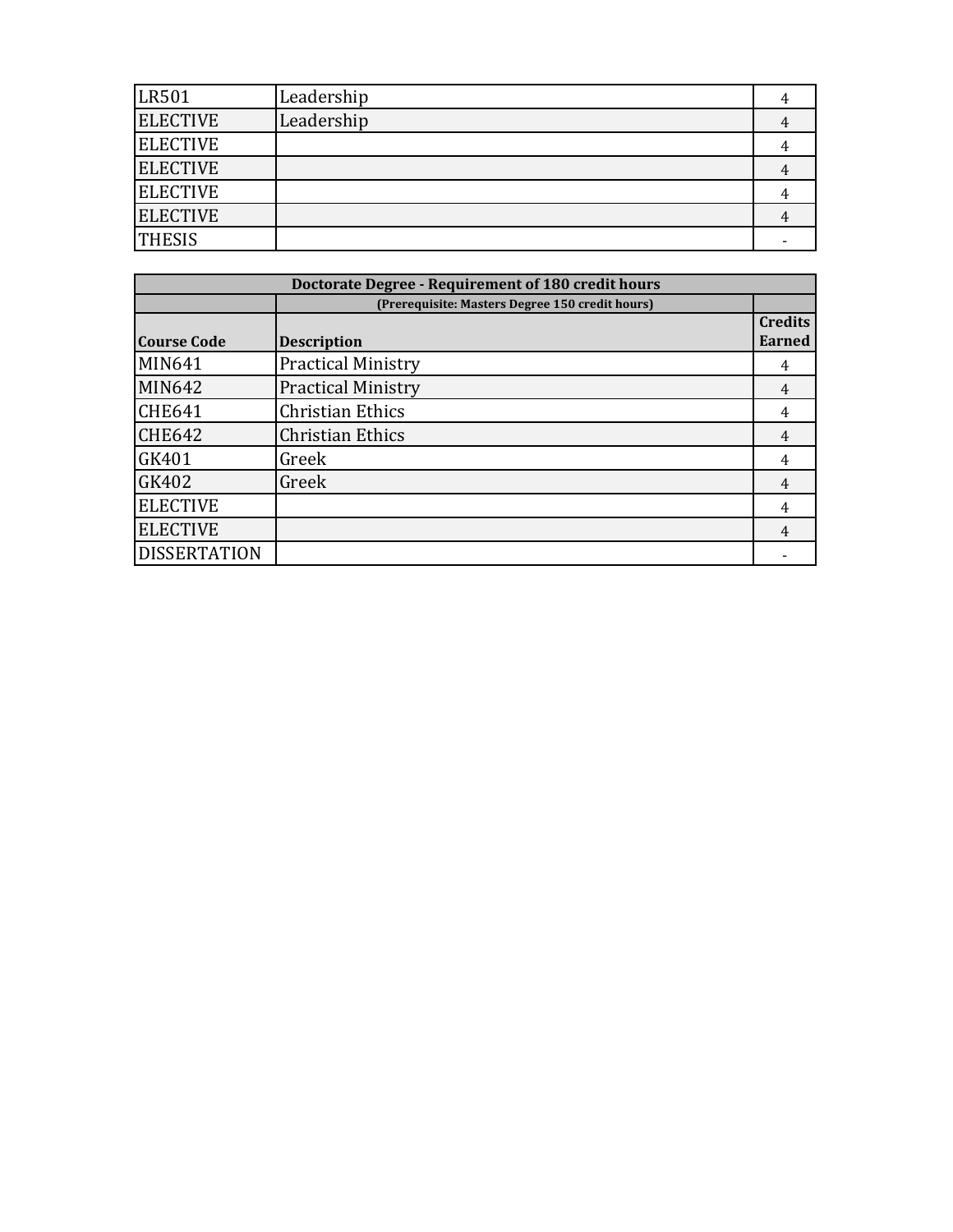| | | |
|---|---|---|
| LR501 | Leadership | 4 |
| ELECTIVE | Leadership | 4 |
| ELECTIVE | | 4 |
| ELECTIVE | | 4 |
| ELECTIVE | | 4 |
| ELECTIVE | | 4 |
| THESIS | | - |

| Doctorate Degree - Requirement of 180 credit hours | | |
|---|---|---|
| | (Prerequisite: Masters Degree 150 credit hours) | |
| **Course Code** | **Description** | **Credits Earned** |
| MIN641 | Practical Ministry | 4 |
| MIN642 | Practical Ministry | 4 |
| CHE641 | Christian Ethics | 4 |
| CHE642 | Christian Ethics | 4 |
| GK401 | Greek | 4 |
| GK402 | Greek | 4 |
| ELECTIVE | | 4 |
| ELECTIVE | | 4 |
| DISSERTATION | | - |